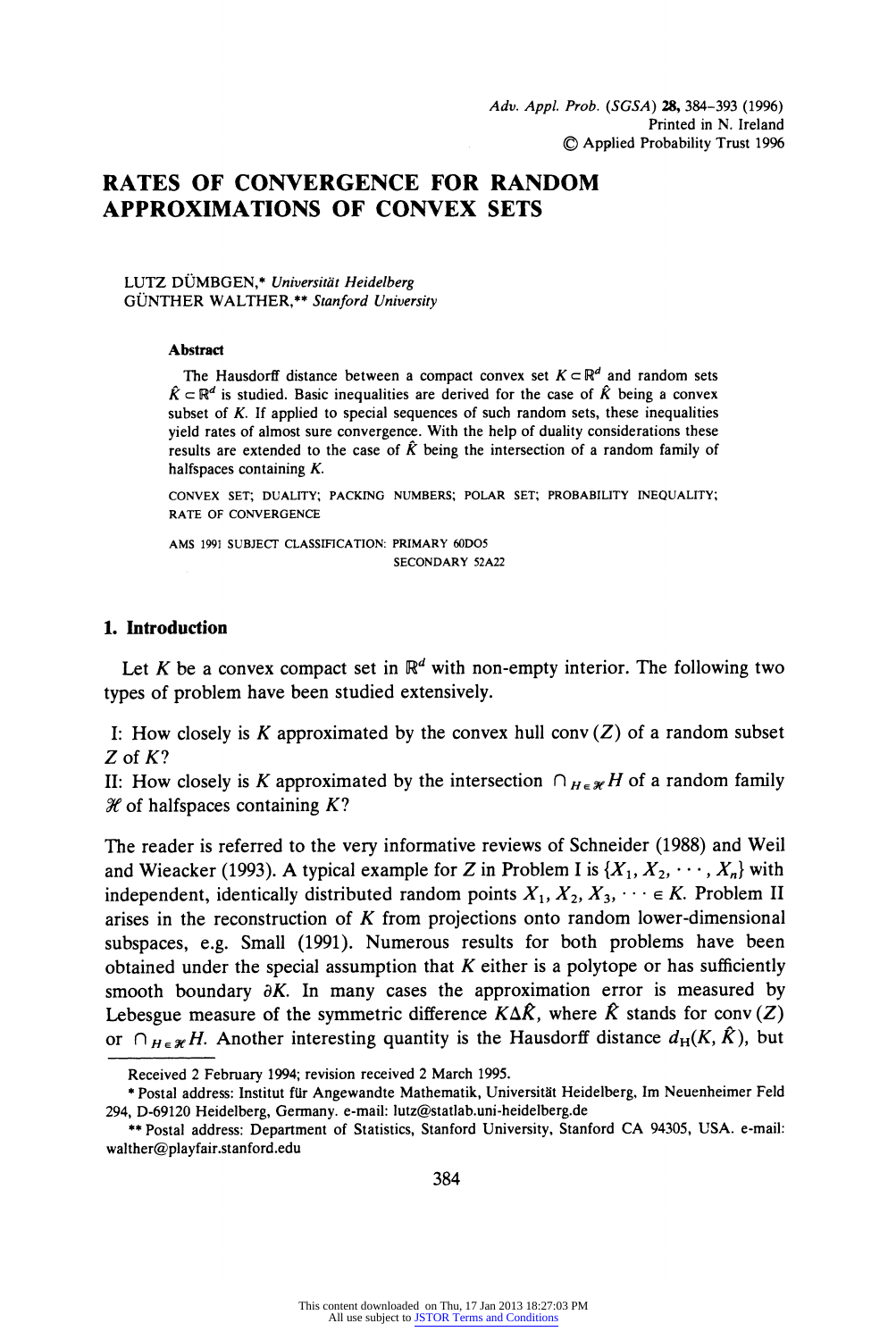# RATES OF CONVERGENCE FOR RANDOM APPROXIMATIONS OF CONVEX SETS

LUTZ DÜMBGEN,* *Universität Heidelberg*
GÜNTHER WALTHER,** *Stanford University*

### Abstract

The Hausdorff distance between a compact convex set $K \subset \mathbb{R}^d$ and random sets $\hat{K} \subset \mathbb{R}^d$ is studied. Basic inequalities are derived for the case of $\hat{K}$ being a convex subset of $K$. If applied to special sequences of such random sets, these inequalities yield rates of almost sure convergence. With the help of duality considerations these results are extended to the case of $\hat{K}$ being the intersection of a random family of halfspaces containing $K$.

CONVEX SET; DUALITY; PACKING NUMBERS; POLAR SET; PROBABILITY INEQUALITY; RATE OF CONVERGENCE

AMS 1991 SUBJECT CLASSIFICATION: PRIMARY 60D05
SECONDARY 52A22

## 1. Introduction

Let $K$ be a convex compact set in $\mathbb{R}^d$ with non-empty interior. The following two types of problem have been studied extensively.

I: How closely is $K$ approximated by the convex hull $\operatorname{conv}(Z)$ of a random subset $Z$ of $K$?
II: How closely is $K$ approximated by the intersection $\cap_{H \in \mathcal{H}} H$ of a random family $\mathcal{H}$ of halfspaces containing $K$?

The reader is referred to the very informative reviews of Schneider (1988) and Weil and Wieacker (1993). A typical example for $Z$ in Problem I is $\{X_1, X_2, \cdots, X_n\}$ with independent, identically distributed random points $X_1, X_2, X_3, \cdots \in K$. Problem II arises in the reconstruction of $K$ from projections onto random lower-dimensional subspaces, e.g. Small (1991). Numerous results for both problems have been obtained under the special assumption that $K$ either is a polytope or has sufficiently smooth boundary $\partial K$. In many cases the approximation error is measured by Lebesgue measure of the symmetric difference $K \Delta \hat{K}$, where $\hat{K}$ stands for $\operatorname{conv}(Z)$ or $\cap_{H \in \mathcal{H}} H$. Another interesting quantity is the Hausdorff distance $d_H(K, \hat{K})$, but

---

Received 2 February 1994; revision received 2 March 1995.

\* Postal address: Institut für Angewandte Mathematik, Universität Heidelberg, Im Neuenheimer Feld 294, D-69120 Heidelberg, Germany. e-mail: lutz@statlab.uni-heidelberg.de

\*\* Postal address: Department of Statistics, Stanford University, Stanford CA 94305, USA. e-mail: walther@playfair.stanford.edu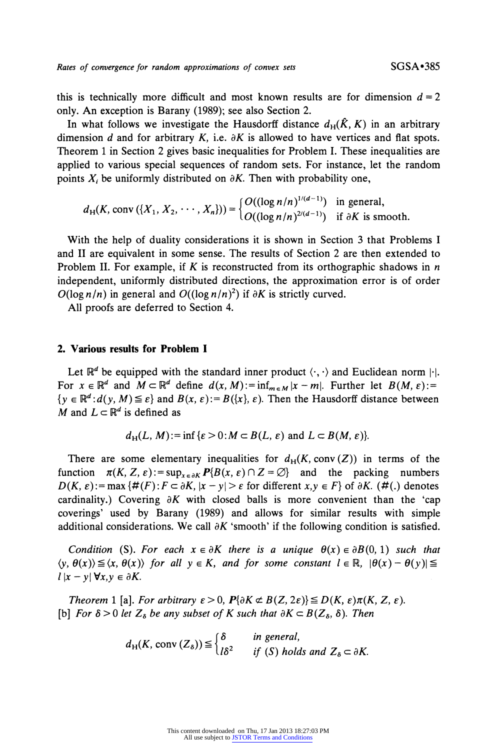this is technically more difficult and most known results are for dimension $d = 2$ only. An exception is Barany (1989); see also Section 2.

In what follows we investigate the Hausdorff distance $d_H(\hat{K}, K)$ in an arbitrary dimension $d$ and for arbitrary $K$, i.e. $\partial K$ is allowed to have vertices and flat spots. Theorem 1 in Section 2 gives basic inequalities for Problem I. These inequalities are applied to various special sequences of random sets. For instance, let the random points $X_i$ be uniformly distributed on $\partial K$. Then with probability one,

$$d_H(K, \operatorname{conv}(\{X_1, X_2, \cdots, X_n\})) = \begin{cases} O((\log n/n)^{1/(d-1)}) & \text{in general,} \\ O((\log n/n)^{2/(d-1)}) & \text{if } \partial K \text{ is smooth.} \end{cases}$$

With the help of duality considerations it is shown in Section 3 that Problems I and II are equivalent in some sense. The results of Section 2 are then extended to Problem II. For example, if $K$ is reconstructed from its orthographic shadows in $n$ independent, uniformly distributed directions, the approximation error is of order $O(\log n/n)$ in general and $O((\log n/n)^2)$ if $\partial K$ is strictly curved.

All proofs are deferred to Section 4.

## 2. Various results for Problem I

Let $\mathbb{R}^d$ be equipped with the standard inner product $\langle \cdot, \cdot \rangle$ and Euclidean norm $|\cdot|$. For $x \in \mathbb{R}^d$ and $M \subset \mathbb{R}^d$ define $d(x, M) := \inf_{m \in M} |x - m|$. Further let $B(M, \varepsilon) := \{y \in \mathbb{R}^d : d(y, M) \leqq \varepsilon\}$ and $B(x, \varepsilon) := B(\{x\}, \varepsilon)$. Then the Hausdorff distance between $M$ and $L \subset \mathbb{R}^d$ is defined as

$$d_H(L, M) := \inf\{\varepsilon > 0 : M \subset B(L, \varepsilon) \text{ and } L \subset B(M, \varepsilon)\}.$$

There are some elementary inequalities for $d_H(K, \operatorname{conv}(Z))$ in terms of the function $\pi(K, Z, \varepsilon) := \sup_{x \in \partial K} \boldsymbol{P}\{B(x, \varepsilon) \cap Z = \varnothing\}$ and the packing numbers $D(K, \varepsilon) := \max\{\#(F) : F \subset \partial K, |x - y| > \varepsilon \text{ for different } x, y \in F\}$ of $\partial K$. ($\#(.)$ denotes cardinality.) Covering $\partial K$ with closed balls is more convenient than the 'cap coverings' used by Barany (1989) and allows for similar results with simple additional considerations. We call $\partial K$ 'smooth' if the following condition is satisfied.

*Condition* (S). *For each $x \in \partial K$ there is a unique $\theta(x) \in \partial B(0, 1)$ such that $\langle y, \theta(x) \rangle \leqq \langle x, \theta(x) \rangle$ for all $y \in K$, and for some constant $l \in \mathbb{R}$, $|\theta(x) - \theta(y)| \leqq l\,|x - y|\ \forall x, y \in \partial K$.*

*Theorem* 1 [a]. *For arbitrary $\varepsilon > 0$, $\boldsymbol{P}\{\partial K \not\subset B(Z, 2\varepsilon)\} \leqq D(K, \varepsilon)\pi(K, Z, \varepsilon)$.*
[b] *For $\delta > 0$ let $Z_\delta$ be any subset of $K$ such that $\partial K \subset B(Z_\delta, \delta)$. Then*

$$d_H(K, \operatorname{conv}(Z_\delta)) \leqq \begin{cases} \delta & \textit{in general,} \\ l\delta^2 & \textit{if (S) holds and } Z_\delta \subset \partial K. \end{cases}$$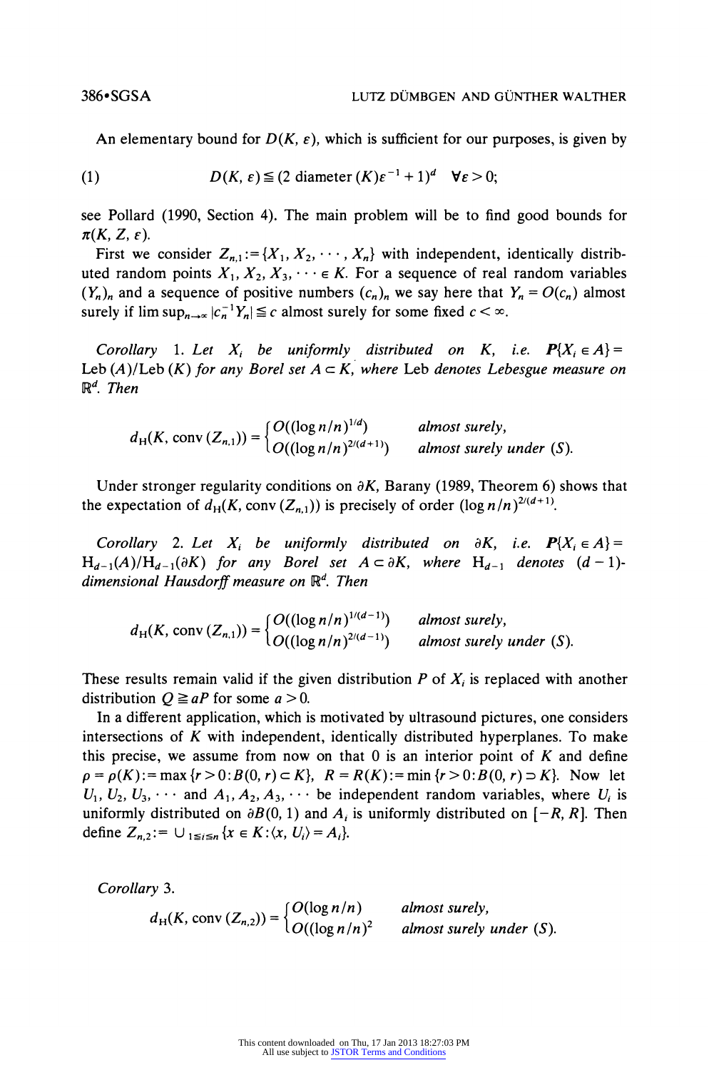An elementary bound for $D(K, \varepsilon)$, which is sufficient for our purposes, is given by

$$(1) \qquad D(K, \varepsilon) \leqq (2 \operatorname{diameter}(K)\varepsilon^{-1} + 1)^d \quad \forall \varepsilon > 0;$$

see Pollard (1990, Section 4). The main problem will be to find good bounds for $\pi(K, Z, \varepsilon)$.

First we consider $Z_{n,1} := \{X_1, X_2, \cdots, X_n\}$ with independent, identically distributed random points $X_1, X_2, X_3, \cdots \in K$. For a sequence of real random variables $(Y_n)_n$ and a sequence of positive numbers $(c_n)_n$ we say here that $Y_n = O(c_n)$ almost surely if $\limsup_{n\to\infty} |c_n^{-1} Y_n| \leqq c$ almost surely for some fixed $c < \infty$.

*Corollary* 1. *Let $X_i$ be uniformly distributed on $K$, i.e.* $\boldsymbol{P}\{X_i \in A\} = \operatorname{Leb}(A)/\operatorname{Leb}(K)$ *for any Borel set $A \subset K$, where* Leb *denotes Lebesgue measure on* $\mathbb{R}^d$. *Then*

$$d_{\mathrm{H}}(K, \operatorname{conv}(Z_{n,1})) = \begin{cases} O((\log n/n)^{1/d}) & \textit{almost surely,} \\ O((\log n/n)^{2/(d+1)}) & \textit{almost surely under } (S). \end{cases}$$

Under stronger regularity conditions on $\partial K$, Barany (1989, Theorem 6) shows that the expectation of $d_{\mathrm{H}}(K, \operatorname{conv}(Z_{n,1}))$ is precisely of order $(\log n/n)^{2/(d+1)}$.

*Corollary* 2. *Let $X_i$ be uniformly distributed on $\partial K$, i.e.* $\boldsymbol{P}\{X_i \in A\} = \mathrm{H}_{d-1}(A)/\mathrm{H}_{d-1}(\partial K)$ *for any Borel set $A \subset \partial K$, where $\mathrm{H}_{d-1}$ denotes $(d-1)$-dimensional Hausdorff measure on* $\mathbb{R}^d$. *Then*

$$d_{\mathrm{H}}(K, \operatorname{conv}(Z_{n,1})) = \begin{cases} O((\log n/n)^{1/(d-1)}) & \textit{almost surely,} \\ O((\log n/n)^{2/(d-1)}) & \textit{almost surely under } (S). \end{cases}$$

These results remain valid if the given distribution $P$ of $X_i$ is replaced with another distribution $Q \geqq aP$ for some $a > 0$.

In a different application, which is motivated by ultrasound pictures, one considers intersections of $K$ with independent, identically distributed hyperplanes. To make this precise, we assume from now on that 0 is an interior point of $K$ and define $\rho = \rho(K) := \max\{r > 0 : B(0, r) \subset K\}$, $R = R(K) := \min\{r > 0 : B(0, r) \supset K\}$. Now let $U_1, U_2, U_3, \cdots$ and $A_1, A_2, A_3, \cdots$ be independent random variables, where $U_i$ is uniformly distributed on $\partial B(0, 1)$ and $A_i$ is uniformly distributed on $[-R, R]$. Then define $Z_{n,2} := \cup_{1 \leqq i \leqq n} \{x \in K : \langle x, U_i \rangle = A_i\}$.

*Corollary* 3.

$$d_{\mathrm{H}}(K, \operatorname{conv}(Z_{n,2})) = \begin{cases} O(\log n/n) & \textit{almost surely,} \\ O((\log n/n)^2 & \textit{almost surely under } (S). \end{cases}$$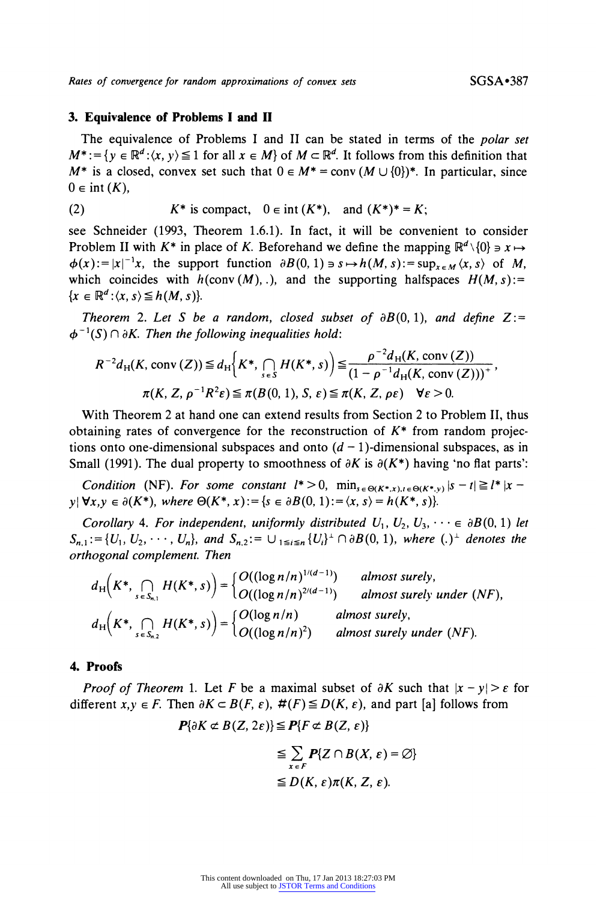## 3. Equivalence of Problems I and II

The equivalence of Problems I and II can be stated in terms of the *polar set* $M^* := \{y \in \mathbb{R}^d : \langle x, y\rangle \leqq 1 \text{ for all } x \in M\}$ of $M \subset \mathbb{R}^d$. It follows from this definition that $M^*$ is a closed, convex set such that $0 \in M^* = \text{conv}(M \cup \{0\})^*$. In particular, since $0 \in \text{int}(K)$,

$$K^* \text{ is compact,} \quad 0 \in \text{int}(K^*), \quad \text{and } (K^*)^* = K; \tag{2}$$

see Schneider (1993, Theorem 1.6.1). In fact, it will be convenient to consider Problem II with $K^*$ in place of $K$. Beforehand we define the mapping $\mathbb{R}^d \setminus \{0\} \ni x \mapsto \phi(x) := |x|^{-1}x$, the support function $\partial B(0,1) \ni s \mapsto h(M, s) := \sup_{x \in M}\langle x, s\rangle$ of $M$, which coincides with $h(\text{conv}(M), .)$, and the supporting halfspaces $H(M, s) := \{x \in \mathbb{R}^d : \langle x, s\rangle \leqq h(M, s)\}$.

*Theorem* 2. *Let $S$ be a random, closed subset of $\partial B(0,1)$, and define $Z := \phi^{-1}(S) \cap \partial K$. Then the following inequalities hold*:

$$R^{-2} d_{\text{H}}(K, \text{conv}(Z)) \leqq d_{\text{H}}\Big\{K^*, \bigcap_{s \in S} H(K^*, s)\Big\} \leqq \frac{\rho^{-2} d_{\text{H}}(K, \text{conv}(Z))}{(1 - \rho^{-1} d_{\text{H}}(K, \text{conv}(Z)))^+},$$

$$\pi(K, Z, \rho^{-1}R^2\varepsilon) \leqq \pi(B(0,1), S, \varepsilon) \leqq \pi(K, Z, \rho\varepsilon) \quad \forall \varepsilon > 0.$$

With Theorem 2 at hand one can extend results from Section 2 to Problem II, thus obtaining rates of convergence for the reconstruction of $K^*$ from random projections onto one-dimensional subspaces and onto $(d-1)$-dimensional subspaces, as in Small (1991). The dual property to smoothness of $\partial K$ is $\partial(K^*)$ having 'no flat parts':

*Condition* (NF). *For some constant $l^* > 0$, $\min_{s \in \Theta(K^*, x), t \in \Theta(K^*, y)} |s - t| \geqq l^* |x - y| \; \forall x, y \in \partial(K^*)$, where $\Theta(K^*, x) := \{s \in \partial B(0,1) := \langle x, s\rangle = h(K^*, s)\}$.*

*Corollary* 4. *For independent, uniformly distributed $U_1, U_2, U_3, \cdots \in \partial B(0,1)$ let $S_{n,1} := \{U_1, U_2, \cdots, U_n\}$, and $S_{n,2} := \cup_{1 \leqq i \leqq n} \{U_i\}^\perp \cap \partial B(0,1)$, where $(.)^\perp$ denotes the orthogonal complement. Then*

$$d_{\text{H}}\Big(K^*, \bigcap_{s \in S_{n,1}} H(K^*, s)\Big) = \begin{cases} O((\log n/n)^{1/(d-1)}) & \textit{almost surely}, \\ O((\log n/n)^{2/(d-1)}) & \textit{almost surely under (NF)}, \end{cases}$$

$$d_{\text{H}}\Big(K^*, \bigcap_{s \in S_{n,2}} H(K^*, s)\Big) = \begin{cases} O(\log n/n) & \textit{almost surely}, \\ O((\log n/n)^2) & \textit{almost surely under (NF)}. \end{cases}$$

## 4. Proofs

*Proof of Theorem* 1. Let $F$ be a maximal subset of $\partial K$ such that $|x - y| > \varepsilon$ for different $x, y \in F$. Then $\partial K \subset B(F, \varepsilon)$, $\#(F) \leqq D(K, \varepsilon)$, and part [a] follows from

$$\begin{aligned} \boldsymbol{P}\{\partial K \not\subset B(Z, 2\varepsilon)\} &\leqq \boldsymbol{P}\{F \not\subset B(Z, \varepsilon)\} \\ &\leqq \sum_{x \in F} \boldsymbol{P}\{Z \cap B(X, \varepsilon) = \varnothing\} \\ &\leqq D(K, \varepsilon)\pi(K, Z, \varepsilon). \end{aligned}$$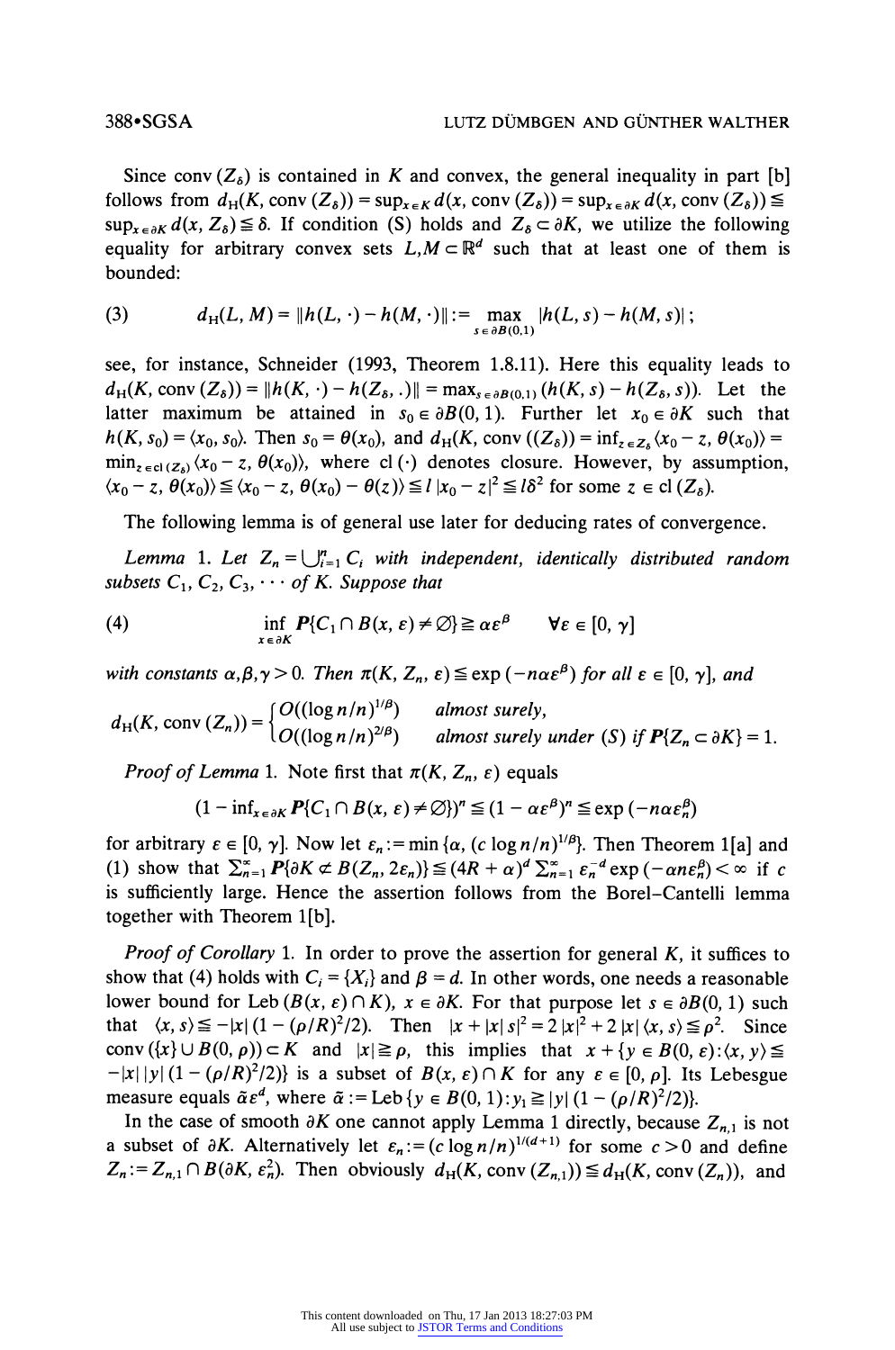Since $\operatorname{conv}(Z_\delta)$ is contained in $K$ and convex, the general inequality in part [b] follows from $d_H(K, \operatorname{conv}(Z_\delta)) = \sup_{x \in K} d(x, \operatorname{conv}(Z_\delta)) = \sup_{x \in \partial K} d(x, \operatorname{conv}(Z_\delta)) \leqq \sup_{x \in \partial K} d(x, Z_\delta) \leqq \delta$. If condition (S) holds and $Z_\delta \subset \partial K$, we utilize the following equality for arbitrary convex sets $L, M \subset \mathbb{R}^d$ such that at least one of them is bounded:

$$(3) \qquad d_H(L, M) = \|h(L, \cdot) - h(M, \cdot)\| := \max_{s \in \partial B(0,1)} |h(L, s) - h(M, s)|;$$

see, for instance, Schneider (1993, Theorem 1.8.11). Here this equality leads to $d_H(K, \operatorname{conv}(Z_\delta)) = \|h(K, \cdot) - h(Z_\delta, .)\| = \max_{s \in \partial B(0,1)} (h(K, s) - h(Z_\delta, s))$. Let the latter maximum be attained in $s_0 \in \partial B(0, 1)$. Further let $x_0 \in \partial K$ such that $h(K, s_0) = \langle x_0, s_0 \rangle$. Then $s_0 = \theta(x_0)$, and $d_H(K, \operatorname{conv}((Z_\delta)) = \inf_{z \in Z_\delta} \langle x_0 - z, \theta(x_0) \rangle = \min_{z \in \operatorname{cl}(Z_\delta)} \langle x_0 - z, \theta(x_0) \rangle$, where $\operatorname{cl}(\cdot)$ denotes closure. However, by assumption, $\langle x_0 - z, \theta(x_0) \rangle \leqq \langle x_0 - z, \theta(x_0) - \theta(z) \rangle \leqq l\, |x_0 - z|^2 \leqq l\delta^2$ for some $z \in \operatorname{cl}(Z_\delta)$.

The following lemma is of general use later for deducing rates of convergence.

*Lemma* 1. *Let $Z_n = \bigcup_{i=1}^n C_i$ with independent, identically distributed random subsets $C_1, C_2, C_3, \cdots$ of $K$. Suppose that*

$$(4) \qquad \inf_{x \in \partial K} \boldsymbol{P}\{C_1 \cap B(x, \varepsilon) \neq \varnothing\} \geqq \alpha \varepsilon^\beta \qquad \forall \varepsilon \in [0, \gamma]$$

*with constants $\alpha, \beta, \gamma > 0$. Then $\pi(K, Z_n, \varepsilon) \leqq \exp(-n\alpha\varepsilon^\beta)$ for all $\varepsilon \in [0, \gamma]$, and*

$$d_H(K, \operatorname{conv}(Z_n)) = \begin{cases} O((\log n/n)^{1/\beta}) & \textit{almost surely,} \\ O((\log n/n)^{2/\beta}) & \textit{almost surely under (S) if } \boldsymbol{P}\{Z_n \subset \partial K\} = 1. \end{cases}$$

*Proof of Lemma* 1. Note first that $\pi(K, Z_n, \varepsilon)$ equals

$$(1 - \inf_{x \in \partial K} \boldsymbol{P}\{C_1 \cap B(x, \varepsilon) \neq \varnothing\})^n \leqq (1 - \alpha\varepsilon^\beta)^n \leqq \exp(-n\alpha\varepsilon_n^\beta)$$

for arbitrary $\varepsilon \in [0, \gamma]$. Now let $\varepsilon_n := \min\{\alpha, (c \log n/n)^{1/\beta}\}$. Then Theorem 1[a] and (1) show that $\sum_{n=1}^\infty \boldsymbol{P}\{\partial K \not\subset B(Z_n, 2\varepsilon_n)\} \leqq (4R + \alpha)^d \sum_{n=1}^\infty \varepsilon_n^{-d} \exp(-\alpha n \varepsilon_n^\beta) < \infty$ if $c$ is sufficiently large. Hence the assertion follows from the Borel–Cantelli lemma together with Theorem 1[b].

*Proof of Corollary* 1. In order to prove the assertion for general $K$, it suffices to show that (4) holds with $C_i = \{X_i\}$ and $\beta = d$. In other words, one needs a reasonable lower bound for $\operatorname{Leb}(B(x, \varepsilon) \cap K)$, $x \in \partial K$. For that purpose let $s \in \partial B(0, 1)$ such that $\langle x, s \rangle \leqq -|x|(1 - (\rho/R)^2/2)$. Then $|x + |x|\, s|^2 = 2\,|x|^2 + 2\,|x|\,\langle x, s \rangle \leqq \rho^2$. Since $\operatorname{conv}(\{x\} \cup B(0, \rho)) \subset K$ and $|x| \geqq \rho$, this implies that $x + \{y \in B(0, \varepsilon): \langle x, y \rangle \leqq -|x|\,|y|\,(1 - (\rho/R)^2/2)\}$ is a subset of $B(x, \varepsilon) \cap K$ for any $\varepsilon \in [0, \rho]$. Its Lebesgue measure equals $\tilde{\alpha}\varepsilon^d$, where $\tilde{\alpha} := \operatorname{Leb}\{y \in B(0, 1): y_1 \geqq |y|\,(1 - (\rho/R)^2/2)\}$.

In the case of smooth $\partial K$ one cannot apply Lemma 1 directly, because $Z_{n,1}$ is not a subset of $\partial K$. Alternatively let $\varepsilon_n := (c \log n/n)^{1/(d+1)}$ for some $c > 0$ and define $Z_n := Z_{n,1} \cap B(\partial K, \varepsilon_n^2)$. Then obviously $d_H(K, \operatorname{conv}(Z_{n,1})) \leqq d_H(K, \operatorname{conv}(Z_n))$, and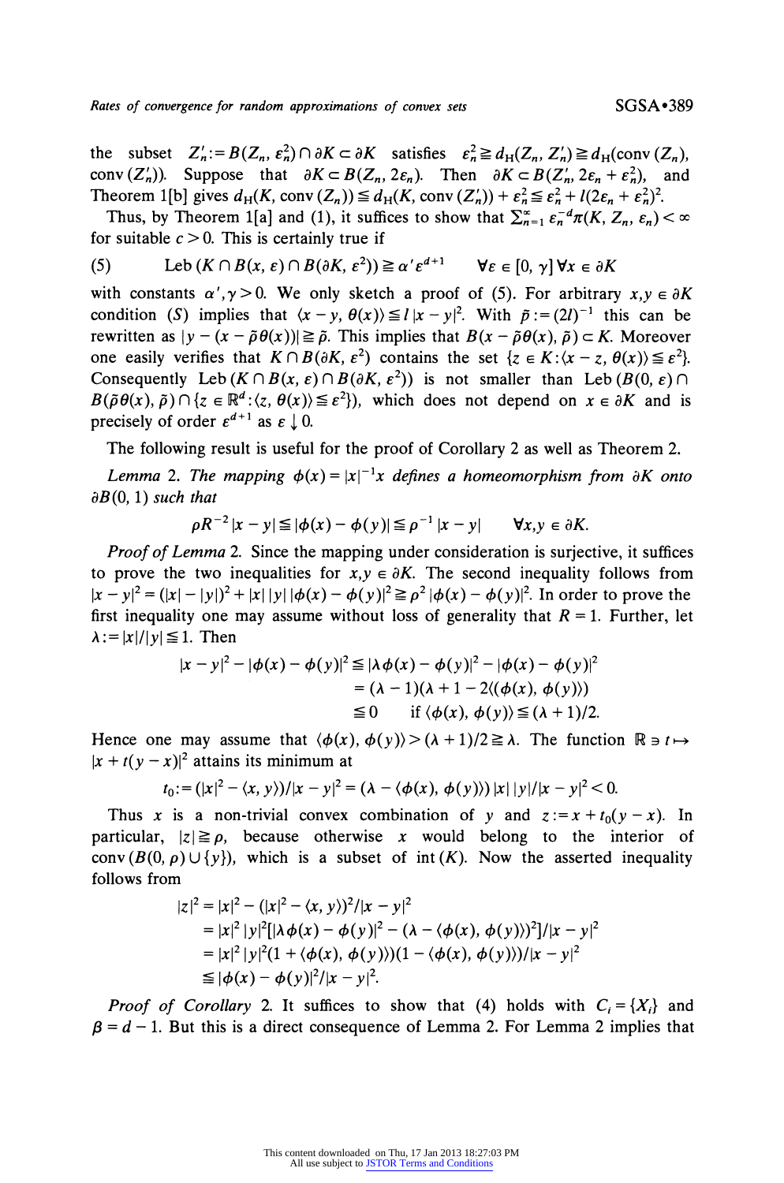the subset $Z_n' := B(Z_n, \varepsilon_n^2) \cap \partial K \subset \partial K$ satisfies $\varepsilon_n^2 \geqq d_H(Z_n, Z_n') \geqq d_H(\text{conv}(Z_n), \text{conv}(Z_n'))$. Suppose that $\partial K \subset B(Z_n, 2\varepsilon_n)$. Then $\partial K \subset B(Z_n', 2\varepsilon_n + \varepsilon_n^2)$, and Theorem 1[b] gives $d_H(K, \text{conv}(Z_n)) \leqq d_H(K, \text{conv}(Z_n')) + \varepsilon_n^2 \leqq \varepsilon_n^2 + l(2\varepsilon_n + \varepsilon_n^2)^2$.

Thus, by Theorem 1[a] and (1), it suffices to show that $\sum_{n=1}^{\infty} \varepsilon_n^{-d} \pi(K, Z_n, \varepsilon_n) < \infty$ for suitable $c > 0$. This is certainly true if

$$(5) \qquad \text{Leb}(K \cap B(x, \varepsilon) \cap B(\partial K, \varepsilon^2)) \geqq \alpha' \varepsilon^{d+1} \qquad \forall \varepsilon \in [0, \gamma]\ \forall x \in \partial K$$

with constants $\alpha', \gamma > 0$. We only sketch a proof of (5). For arbitrary $x, y \in \partial K$ condition (*S*) implies that $\langle x - y, \theta(x) \rangle \leqq l\,|x - y|^2$. With $\tilde{\rho} := (2l)^{-1}$ this can be rewritten as $|y - (x - \tilde{\rho}\theta(x))| \geqq \tilde{\rho}$. This implies that $B(x - \tilde{\rho}\theta(x), \tilde{\rho}) \subset K$. Moreover one easily verifies that $K \cap B(\partial K, \varepsilon^2)$ contains the set $\{z \in K : \langle x - z, \theta(x) \rangle \leqq \varepsilon^2\}$. Consequently $\text{Leb}(K \cap B(x, \varepsilon) \cap B(\partial K, \varepsilon^2))$ is not smaller than $\text{Leb}(B(0, \varepsilon) \cap B(\tilde{\rho}\theta(x), \tilde{\rho}) \cap \{z \in \mathbb{R}^d : \langle z, \theta(x) \rangle \leqq \varepsilon^2\})$, which does not depend on $x \in \partial K$ and is precisely of order $\varepsilon^{d+1}$ as $\varepsilon \downarrow 0$.

The following result is useful for the proof of Corollary 2 as well as Theorem 2.

*Lemma* 2. *The mapping* $\phi(x) = |x|^{-1}x$ *defines a homeomorphism from* $\partial K$ *onto* $\partial B(0, 1)$ *such that*

$$\rho R^{-2}|x - y| \leqq |\phi(x) - \phi(y)| \leqq \rho^{-1}|x - y| \qquad \forall x, y \in \partial K.$$

*Proof of Lemma* 2. Since the mapping under consideration is surjective, it suffices to prove the two inequalities for $x, y \in \partial K$. The second inequality follows from $|x - y|^2 = (|x| - |y|)^2 + |x|\,|y|\,|\phi(x) - \phi(y)|^2 \geqq \rho^2 |\phi(x) - \phi(y)|^2$. In order to prove the first inequality one may assume without loss of generality that $R = 1$. Further, let $\lambda := |x|/|y| \leqq 1$. Then

$$\begin{aligned}
|x - y|^2 - |\phi(x) - \phi(y)|^2 &\leqq |\lambda\phi(x) - \phi(y)|^2 - |\phi(x) - \phi(y)|^2 \\
&= (\lambda - 1)(\lambda + 1 - 2\langle \phi(x), \phi(y) \rangle) \\
&\leqq 0 \qquad \text{if } \langle \phi(x), \phi(y) \rangle \leqq (\lambda + 1)/2.
\end{aligned}$$

Hence one may assume that $\langle \phi(x), \phi(y) \rangle > (\lambda + 1)/2 \geqq \lambda$. The function $\mathbb{R} \ni t \mapsto |x + t(y - x)|^2$ attains its minimum at

$$t_0 := (|x|^2 - \langle x, y \rangle)/|x - y|^2 = (\lambda - \langle \phi(x), \phi(y) \rangle)\,|x|\,|y|/|x - y|^2 < 0.$$

Thus $x$ is a non-trivial convex combination of $y$ and $z := x + t_0(y - x)$. In particular, $|z| \geqq \rho$, because otherwise $x$ would belong to the interior of $\text{conv}(B(0, \rho) \cup \{y\})$, which is a subset of $\text{int}(K)$. Now the asserted inequality follows from

$$\begin{aligned}
|z|^2 &= |x|^2 - (|x|^2 - \langle x, y \rangle)^2/|x - y|^2 \\
&= |x|^2\,|y|^2[|\lambda\phi(x) - \phi(y)|^2 - (\lambda - \langle \phi(x), \phi(y) \rangle)^2]/|x - y|^2 \\
&= |x|^2\,|y|^2(1 + \langle \phi(x), \phi(y) \rangle)(1 - \langle \phi(x), \phi(y) \rangle)/|x - y|^2 \\
&\leqq |\phi(x) - \phi(y)|^2/|x - y|^2.
\end{aligned}$$

*Proof of Corollary* 2. It suffices to show that (4) holds with $C_i = \{X_i\}$ and $\beta = d - 1$. But this is a direct consequence of Lemma 2. For Lemma 2 implies that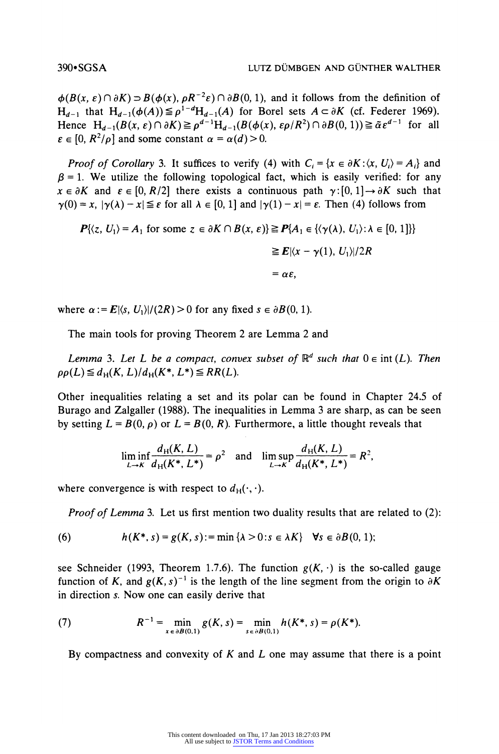$\phi(B(x, \varepsilon) \cap \partial K) \supset B(\phi(x), \rho R^{-2}\varepsilon) \cap \partial B(0, 1)$, and it follows from the definition of $\mathrm{H}_{d-1}$ that $\mathrm{H}_{d-1}(\phi(A)) \leqq \rho^{1-d}\mathrm{H}_{d-1}(A)$ for Borel sets $A \subset \partial K$ (cf. Federer 1969). Hence $\mathrm{H}_{d-1}(B(x, \varepsilon) \cap \partial K) \geqq \rho^{d-1}\mathrm{H}_{d-1}(B(\phi(x), \varepsilon\rho/R^2) \cap \partial B(0, 1)) \geqq \tilde{\alpha}\varepsilon^{d-1}$ for all $\varepsilon \in [0, R^2/\rho]$ and some constant $\alpha = \alpha(d) > 0$.

*Proof of Corollary* 3. It suffices to verify (4) with $C_i = \{x \in \partial K : \langle x, U_i \rangle = A_i\}$ and $\beta = 1$. We utilize the following topological fact, which is easily verified: for any $x \in \partial K$ and $\varepsilon \in [0, R/2]$ there exists a continuous path $\gamma : [0, 1] \to \partial K$ such that $\gamma(0) = x$, $|\gamma(\lambda) - x| \leqq \varepsilon$ for all $\lambda \in [0, 1]$ and $|\gamma(1) - x| = \varepsilon$. Then (4) follows from

$$
\begin{aligned}
\boldsymbol{P}\{\langle z, U_1 \rangle = A_1 \text{ for some } z \in \partial K \cap B(x, \varepsilon)\} &\geqq \boldsymbol{P}\{A_1 \in \{\langle \gamma(\lambda), U_1 \rangle : \lambda \in [0, 1]\}\} \\
&\geqq \boldsymbol{E}|\langle x - \gamma(1), U_1 \rangle|/2R \\
&= \alpha\varepsilon,
\end{aligned}
$$

where $\alpha := \boldsymbol{E}|\langle s, U_1 \rangle|/(2R) > 0$ for any fixed $s \in \partial B(0, 1)$.

The main tools for proving Theorem 2 are Lemma 2 and

*Lemma* 3. *Let $L$ be a compact, convex subset of $\mathbb{R}^d$ such that $0 \in \operatorname{int}(L)$. Then $\rho\rho(L) \leqq d_{\mathrm{H}}(K, L)/d_{\mathrm{H}}(K^*, L^*) \leqq RR(L)$.*

Other inequalities relating a set and its polar can be found in Chapter 24.5 of Burago and Zalgaller (1988). The inequalities in Lemma 3 are sharp, as can be seen by setting $L = B(0, \rho)$ or $L = B(0, R)$. Furthermore, a little thought reveals that

$$
\liminf_{L \to K} \frac{d_{\mathrm{H}}(K, L)}{d_{\mathrm{H}}(K^*, L^*)} = \rho^2 \quad \text{and} \quad \limsup_{L \to K} \frac{d_{\mathrm{H}}(K, L)}{d_{\mathrm{H}}(K^*, L^*)} = R^2,
$$

where convergence is with respect to $d_{\mathrm{H}}(\cdot, \cdot)$.

*Proof of Lemma* 3. Let us first mention two duality results that are related to (2):

$$
(6) \qquad h(K^*, s) = g(K, s) := \min\{\lambda > 0 : s \in \lambda K\} \quad \forall s \in \partial B(0, 1);
$$

see Schneider (1993, Theorem 1.7.6). The function $g(K, \cdot)$ is the so-called gauge function of $K$, and $g(K, s)^{-1}$ is the length of the line segment from the origin to $\partial K$ in direction $s$. Now one can easily derive that

$$
(7) \qquad R^{-1} = \min_{x \in \partial B(0,1)} g(K, s) = \min_{s \in \partial B(0,1)} h(K^*, s) = \rho(K^*).
$$

By compactness and convexity of $K$ and $L$ one may assume that there is a point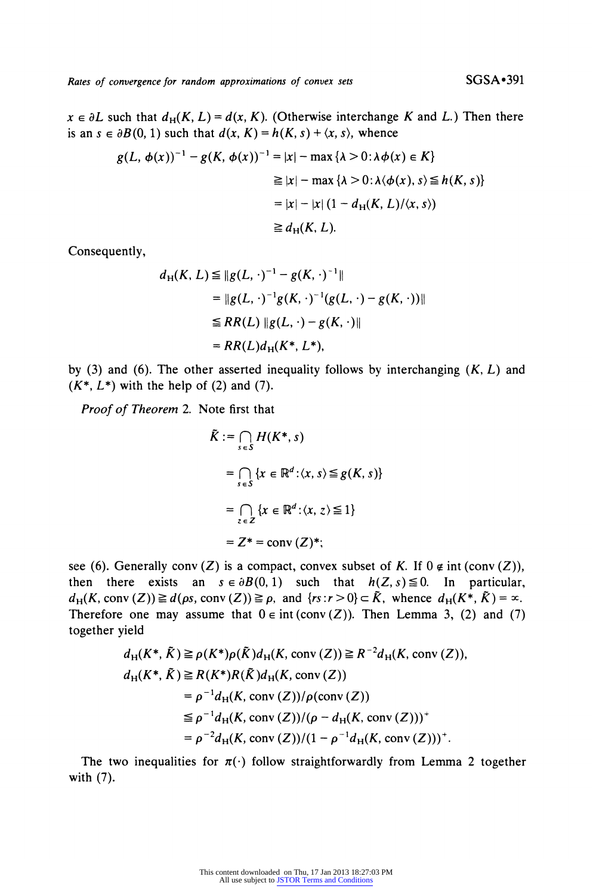$x \in \partial L$ such that $d_{\mathrm{H}}(K, L) = d(x, K)$. (Otherwise interchange $K$ and $L$.) Then there is an $s \in \partial B(0, 1)$ such that $d(x, K) = h(K, s) + \langle x, s \rangle$, whence

$$
\begin{aligned}
g(L, \phi(x))^{-1} - g(K, \phi(x))^{-1} &= |x| - \max\{\lambda > 0 : \lambda\phi(x) \in K\} \\
&\geqq |x| - \max\{\lambda > 0 : \lambda\langle \phi(x), s \rangle \leqq h(K, s)\} \\
&= |x| - |x|\,(1 - d_{\mathrm{H}}(K, L)/\langle x, s \rangle) \\
&\geqq d_{\mathrm{H}}(K, L).
\end{aligned}
$$

Consequently,

$$
\begin{aligned}
d_{\mathrm{H}}(K, L) &\leqq \|g(L, \cdot)^{-1} - g(K, \cdot)^{-1}\| \\
&= \|g(L, \cdot)^{-1} g(K, \cdot)^{-1}(g(L, \cdot) - g(K, \cdot))\| \\
&\leqq RR(L)\,\|g(L, \cdot) - g(K, \cdot)\| \\
&= RR(L) d_{\mathrm{H}}(K^*, L^*),
\end{aligned}
$$

by (3) and (6). The other asserted inequality follows by interchanging $(K, L)$ and $(K^*, L^*)$ with the help of (2) and (7).

*Proof of Theorem* 2. Note first that

$$
\begin{aligned}
\tilde{K} &:= \bigcap_{s \in S} H(K^*, s) \\
&= \bigcap_{s \in S} \{x \in \mathbb{R}^d : \langle x, s \rangle \leqq g(K, s)\} \\
&= \bigcap_{z \in Z} \{x \in \mathbb{R}^d : \langle x, z \rangle \leqq 1\} \\
&= Z^* = \mathrm{conv}\,(Z)^*;
\end{aligned}
$$

see (6). Generally $\mathrm{conv}\,(Z)$ is a compact, convex subset of $K$. If $0 \notin \mathrm{int}\,(\mathrm{conv}\,(Z))$, then there exists an $s \in \partial B(0, 1)$ such that $h(Z, s) \leqq 0$. In particular, $d_{\mathrm{H}}(K, \mathrm{conv}\,(Z)) \geqq d(\rho s, \mathrm{conv}\,(Z)) \geqq \rho$, and $\{rs : r > 0\} \subset \tilde{K}$, whence $d_{\mathrm{H}}(K^*, \tilde{K}) = \infty$. Therefore one may assume that $0 \in \mathrm{int}\,(\mathrm{conv}\,(Z))$. Then Lemma 3, (2) and (7) together yield

$$
\begin{aligned}
d_{\mathrm{H}}(K^*, \tilde{K}) &\geqq \rho(K^*)\rho(\tilde{K}) d_{\mathrm{H}}(K, \mathrm{conv}\,(Z)) \geqq R^{-2} d_{\mathrm{H}}(K, \mathrm{conv}\,(Z)), \\
d_{\mathrm{H}}(K^*, \tilde{K}) &\geqq R(K^*)R(\tilde{K}) d_{\mathrm{H}}(K, \mathrm{conv}\,(Z)) \\
&= \rho^{-1} d_{\mathrm{H}}(K, \mathrm{conv}\,(Z))/\rho(\mathrm{conv}\,(Z)) \\
&\leqq \rho^{-1} d_{\mathrm{H}}(K, \mathrm{conv}\,(Z))/(\rho - d_{\mathrm{H}}(K, \mathrm{conv}\,(Z)))^{+} \\
&= \rho^{-2} d_{\mathrm{H}}(K, \mathrm{conv}\,(Z))/(1 - \rho^{-1} d_{\mathrm{H}}(K, \mathrm{conv}\,(Z)))^{+}.
\end{aligned}
$$

The two inequalities for $\pi(\cdot)$ follow straightforwardly from Lemma 2 together with (7).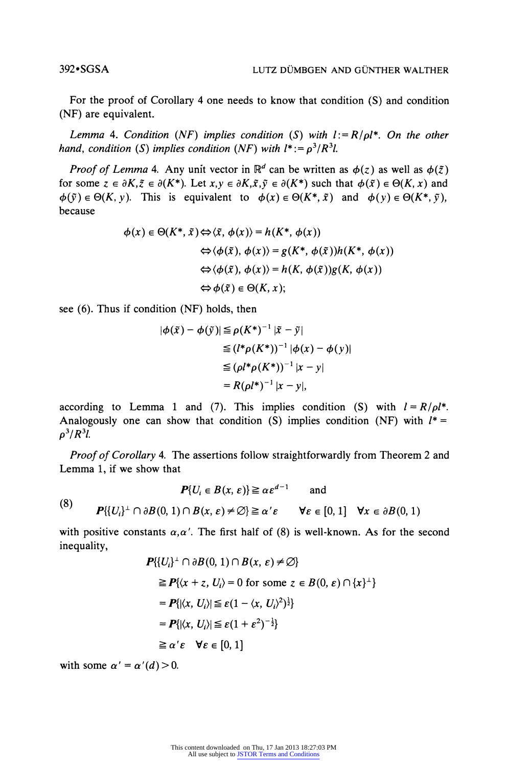For the proof of Corollary 4 one needs to know that condition (S) and condition (NF) are equivalent.

*Lemma* 4. *Condition (NF) implies condition (S) with $l := R/\rho l^*$. On the other hand, condition (S) implies condition (NF) with $l^* := \rho^3/R^3 l$.*

*Proof of Lemma* 4. Any unit vector in $\mathbb{R}^d$ can be written as $\phi(z)$ as well as $\phi(\tilde{z})$ for some $z \in \partial K, \tilde{z} \in \partial(K^*)$. Let $x, y \in \partial K, \tilde{x}, \tilde{y} \in \partial(K^*)$ such that $\phi(\tilde{x}) \in \Theta(K, x)$ and $\phi(\tilde{y}) \in \Theta(K, y)$. This is equivalent to $\phi(x) \in \Theta(K^*, \tilde{x})$ and $\phi(y) \in \Theta(K^*, \tilde{y})$, because

$$
\begin{aligned}
\phi(x) \in \Theta(K^*, \tilde{x}) &\Leftrightarrow \langle \tilde{x}, \phi(x) \rangle = h(K^*, \phi(x)) \\
&\Leftrightarrow \langle \phi(\tilde{x}), \phi(x) \rangle = g(K^*, \phi(\tilde{x})) h(K^*, \phi(x)) \\
&\Leftrightarrow \langle \phi(\tilde{x}), \phi(x) \rangle = h(K, \phi(\tilde{x})) g(K, \phi(x)) \\
&\Leftrightarrow \phi(\tilde{x}) \in \Theta(K, x);
\end{aligned}
$$

see (6). Thus if condition (NF) holds, then

$$
\begin{aligned}
|\phi(\tilde{x}) - \phi(\tilde{y})| &\leqq \rho(K^*)^{-1} |\tilde{x} - \tilde{y}| \\
&\leqq (l^* \rho(K^*))^{-1} |\phi(x) - \phi(y)| \\
&\leqq (\rho l^* \rho(K^*))^{-1} |x - y| \\
&= R(\rho l^*)^{-1} |x - y|,
\end{aligned}
$$

according to Lemma 1 and (7). This implies condition (S) with $l = R/\rho l^*$. Analogously one can show that condition (S) implies condition (NF) with $l^* = \rho^3/R^3 l$.

*Proof of Corollary* 4. The assertions follow straightforwardly from Theorem 2 and Lemma 1, if we show that

$$
\begin{aligned}
&\boldsymbol{P}\{U_i \in B(x, \varepsilon)\} \geqq \alpha \varepsilon^{d-1} \qquad \text{and} \\
&\boldsymbol{P}\{\{U_i\}^\perp \cap \partial B(0,1) \cap B(x, \varepsilon) \neq \varnothing\} \geqq \alpha' \varepsilon \qquad \forall \varepsilon \in [0,1] \quad \forall x \in \partial B(0,1)
\end{aligned}
\tag{8}
$$

with positive constants $\alpha, \alpha'$. The first half of (8) is well-known. As for the second inequality,

$$
\begin{aligned}
&\boldsymbol{P}\{\{U_i\}^\perp \cap \partial B(0,1) \cap B(x, \varepsilon) \neq \varnothing\} \\
&\quad \geqq \boldsymbol{P}\{\langle x + z, U_i \rangle = 0 \text{ for some } z \in B(0, \varepsilon) \cap \{x\}^\perp\} \\
&\quad = \boldsymbol{P}\{|\langle x, U_i \rangle| \leqq \varepsilon (1 - \langle x, U_i \rangle^2)^{\frac{1}{2}}\} \\
&\quad = \boldsymbol{P}\{|\langle x, U_i \rangle| \leqq \varepsilon (1 + \varepsilon^2)^{-\frac{1}{2}}\} \\
&\quad \geqq \alpha' \varepsilon \quad \forall \varepsilon \in [0,1]
\end{aligned}
$$

with some $\alpha' = \alpha'(d) > 0$.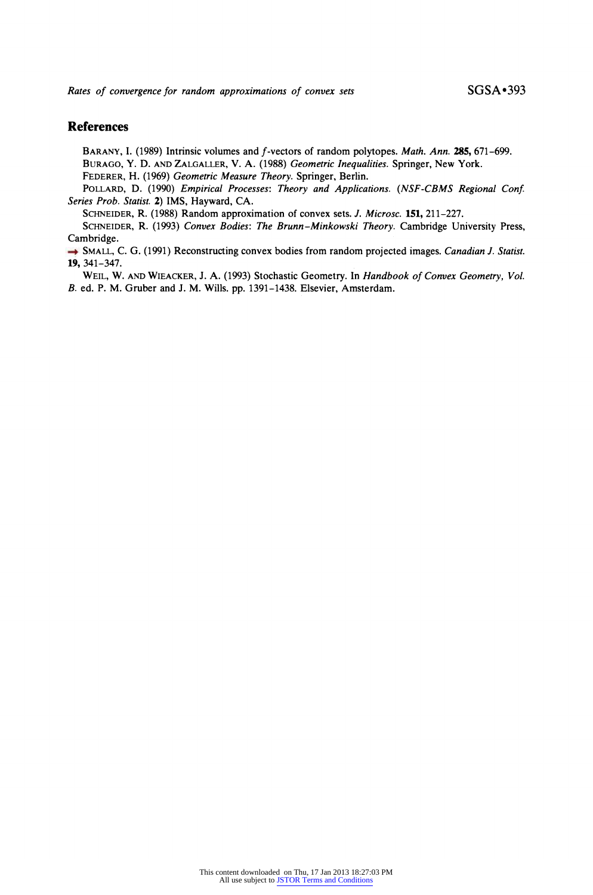## References

BARANY, I. (1989) Intrinsic volumes and $f$-vectors of random polytopes. *Math. Ann.* **285,** 671–699.

BURAGO, Y. D. AND ZALGALLER, V. A. (1988) *Geometric Inequalities.* Springer, New York.

FEDERER, H. (1969) *Geometric Measure Theory.* Springer, Berlin.

POLLARD, D. (1990) *Empirical Processes: Theory and Applications.* (*NSF-CBMS Regional Conf. Series Prob. Statist.* **2**) IMS, Hayward, CA.

SCHNEIDER, R. (1988) Random approximation of convex sets. *J. Microsc.* **151,** 211–227.

SCHNEIDER, R. (1993) *Convex Bodies: The Brunn–Minkowski Theory.* Cambridge University Press, Cambridge.

SMALL, C. G. (1991) Reconstructing convex bodies from random projected images. *Canadian J. Statist.* **19,** 341–347.

WEIL, W. AND WIEACKER, J. A. (1993) Stochastic Geometry. In *Handbook of Convex Geometry, Vol. B.* ed. P. M. Gruber and J. M. Wills. pp. 1391–1438. Elsevier, Amsterdam.